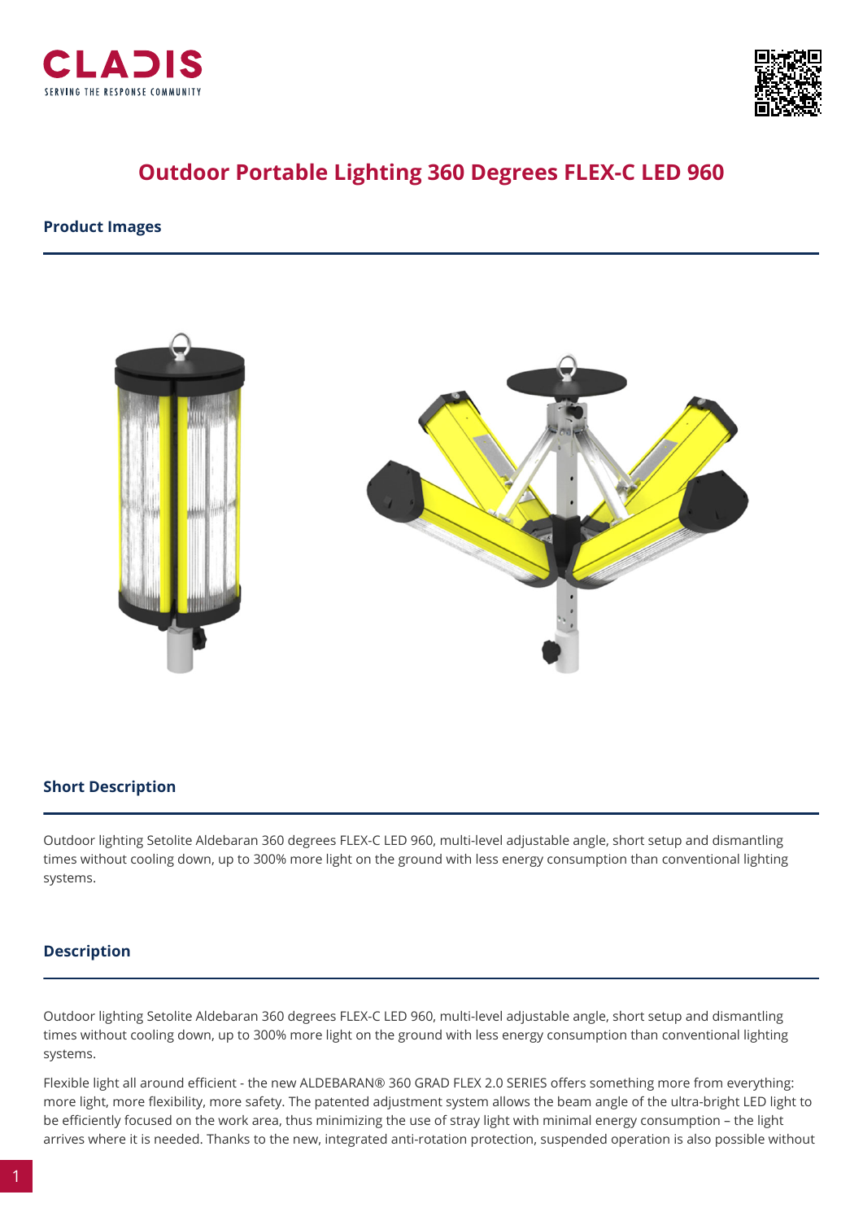# Outdoor Portable Lighting 360 Degrees FLEX-C LED 960

## Product Images

## Short Description

Outdoor lighting Setolite Aldebaran 360 degrees FLEX-C LED 960, multi-level adjustable angle, short setup and dismantling times without cooling down, up to 300% more light on the ground with less energy consumption than conventional lighting systems.

## Description

Outdoor lighting Setolite Aldebaran 360 degrees FLEX-C LED 960, multi-level adjustable angle, short setup and dismantling times without cooling down, up to 300% more light on the ground with less energy consumption than conventional lighting systems.

Flexible light all around efficient - the new ALDEBARAN® 360 GRAD FLEX 2.0 SERIES offers something more from everything: more light, more flexibility, more safety. The patented adjustment system allows the beam angle of the ultra-bright LED light to be efficiently focused on the work area, thus minimizing the use of stray light with minimal energy consumption – the light arrives where it is needed. Thanks to the new, integrated anti-rotation protection, suspended operation is also possible without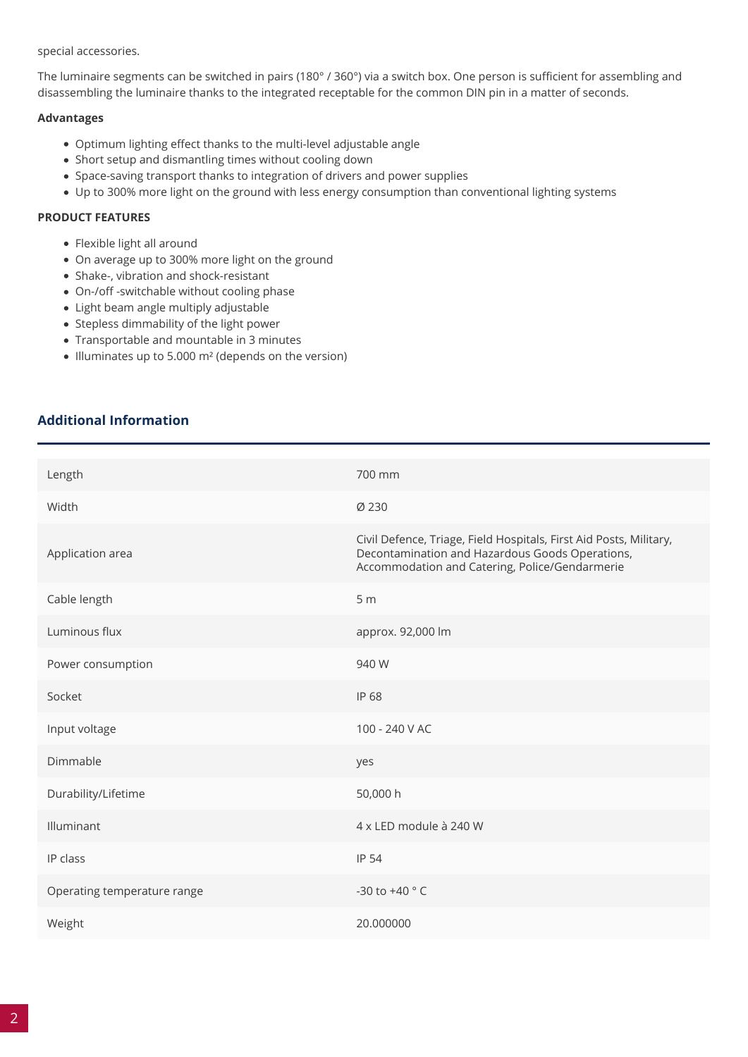special accessories.

The luminaire segments can be switched in pairs (180° / 360°) via a switch box. One person is sufficient for assembling and disassembling the luminaire thanks to the integrated receptable for the common DIN pin in a matter of seconds.

**Advantages**

- Optimum lighting effect thanks to the multi-level adjustable angle
- Short setup and dismantling times without cooling down
- Space-saving transport thanks to integration of drivers and power supplies
- Up to 300% more light on the ground with less energy consumption than conventional lighting systems

**PRODUCT FEATURES**

- Flexible light all around
- On average up to 300% more light on the ground
- Shake-, vibration and shock-resistant
- On-/off -switchable without cooling phase
- Light beam angle multiply adjustable
- Stepless dimmability of the light power
- Transportable and mountable in 3 minutes
- Illuminates up to 5.000 m² (depends on the version)

## Additional Information

| | |
|---|---|
| Length | 700 mm |
| Width | Ø 230 |
| Application area | Civil Defence, Triage, Field Hospitals, First Aid Posts, Military, Decontamination and Hazardous Goods Operations, Accommodation and Catering, Police/Gendarmerie |
| Cable length | 5 m |
| Luminous flux | approx. 92,000 lm |
| Power consumption | 940 W |
| Socket | IP 68 |
| Input voltage | 100 - 240 V AC |
| Dimmable | yes |
| Durability/Lifetime | 50,000 h |
| Illuminant | 4 x LED module à 240 W |
| IP class | IP 54 |
| Operating temperature range | -30 to +40 ° C |
| Weight | 20.000000 |